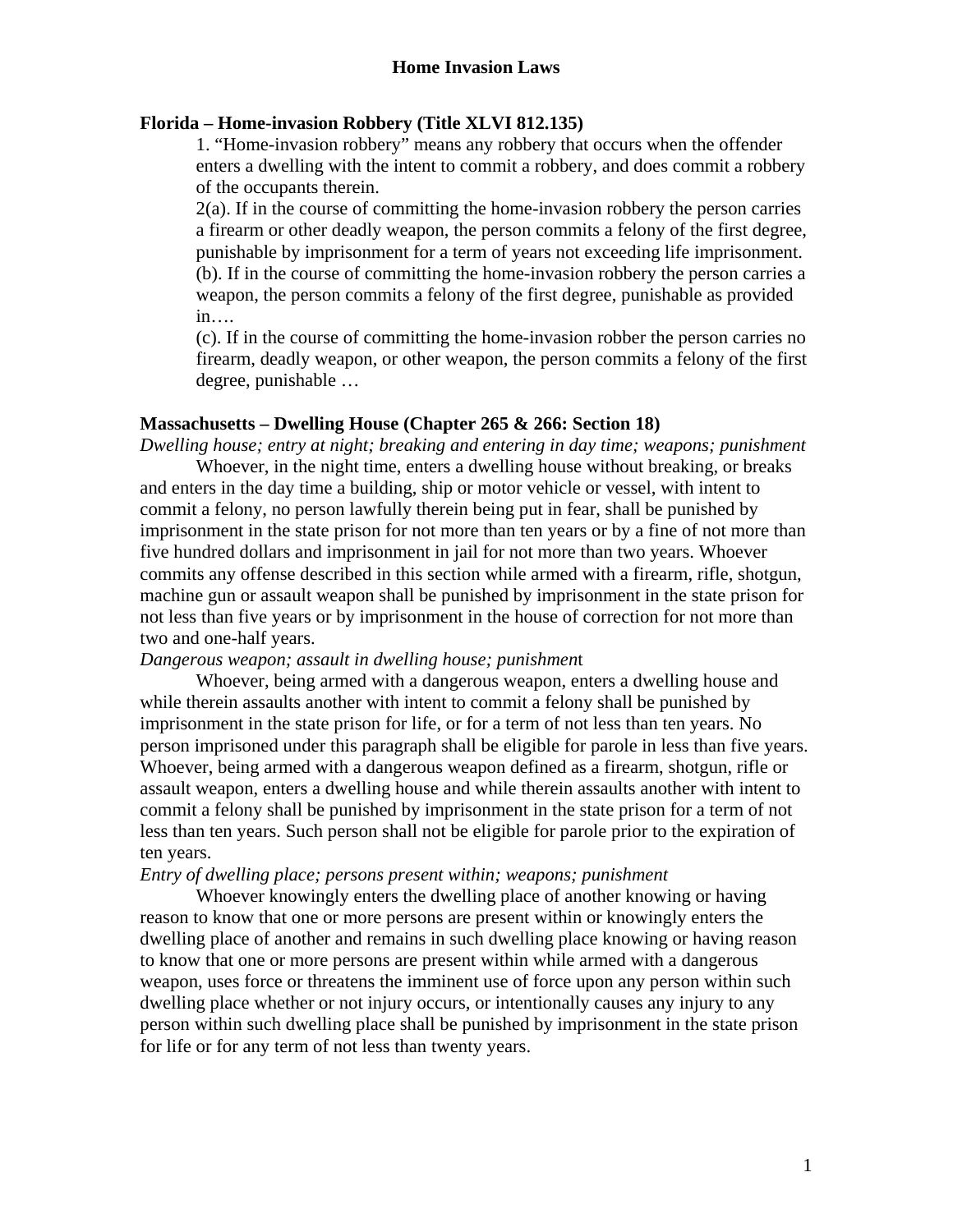# Home Invasion Laws

## Florida – Home-invasion Robbery (Title XLVI 812.135)

1. "Home-invasion robbery" means any robbery that occurs when the offender enters a dwelling with the intent to commit a robbery, and does commit a robbery of the occupants therein.

2(a). If in the course of committing the home-invasion robbery the person carries a firearm or other deadly weapon, the person commits a felony of the first degree, punishable by imprisonment for a term of years not exceeding life imprisonment.

(b). If in the course of committing the home-invasion robbery the person carries a weapon, the person commits a felony of the first degree, punishable as provided in….

(c). If in the course of committing the home-invasion robber the person carries no firearm, deadly weapon, or other weapon, the person commits a felony of the first degree, punishable …

## Massachusetts – Dwelling House (Chapter 265 & 266: Section 18)

*Dwelling house; entry at night; breaking and entering in day time; weapons; punishment*

Whoever, in the night time, enters a dwelling house without breaking, or breaks and enters in the day time a building, ship or motor vehicle or vessel, with intent to commit a felony, no person lawfully therein being put in fear, shall be punished by imprisonment in the state prison for not more than ten years or by a fine of not more than five hundred dollars and imprisonment in jail for not more than two years. Whoever commits any offense described in this section while armed with a firearm, rifle, shotgun, machine gun or assault weapon shall be punished by imprisonment in the state prison for not less than five years or by imprisonment in the house of correction for not more than two and one-half years.

*Dangerous weapon; assault in dwelling house; punishment*

Whoever, being armed with a dangerous weapon, enters a dwelling house and while therein assaults another with intent to commit a felony shall be punished by imprisonment in the state prison for life, or for a term of not less than ten years. No person imprisoned under this paragraph shall be eligible for parole in less than five years. Whoever, being armed with a dangerous weapon defined as a firearm, shotgun, rifle or assault weapon, enters a dwelling house and while therein assaults another with intent to commit a felony shall be punished by imprisonment in the state prison for a term of not less than ten years. Such person shall not be eligible for parole prior to the expiration of ten years.

*Entry of dwelling place; persons present within; weapons; punishment*

Whoever knowingly enters the dwelling place of another knowing or having reason to know that one or more persons are present within or knowingly enters the dwelling place of another and remains in such dwelling place knowing or having reason to know that one or more persons are present within while armed with a dangerous weapon, uses force or threatens the imminent use of force upon any person within such dwelling place whether or not injury occurs, or intentionally causes any injury to any person within such dwelling place shall be punished by imprisonment in the state prison for life or for any term of not less than twenty years.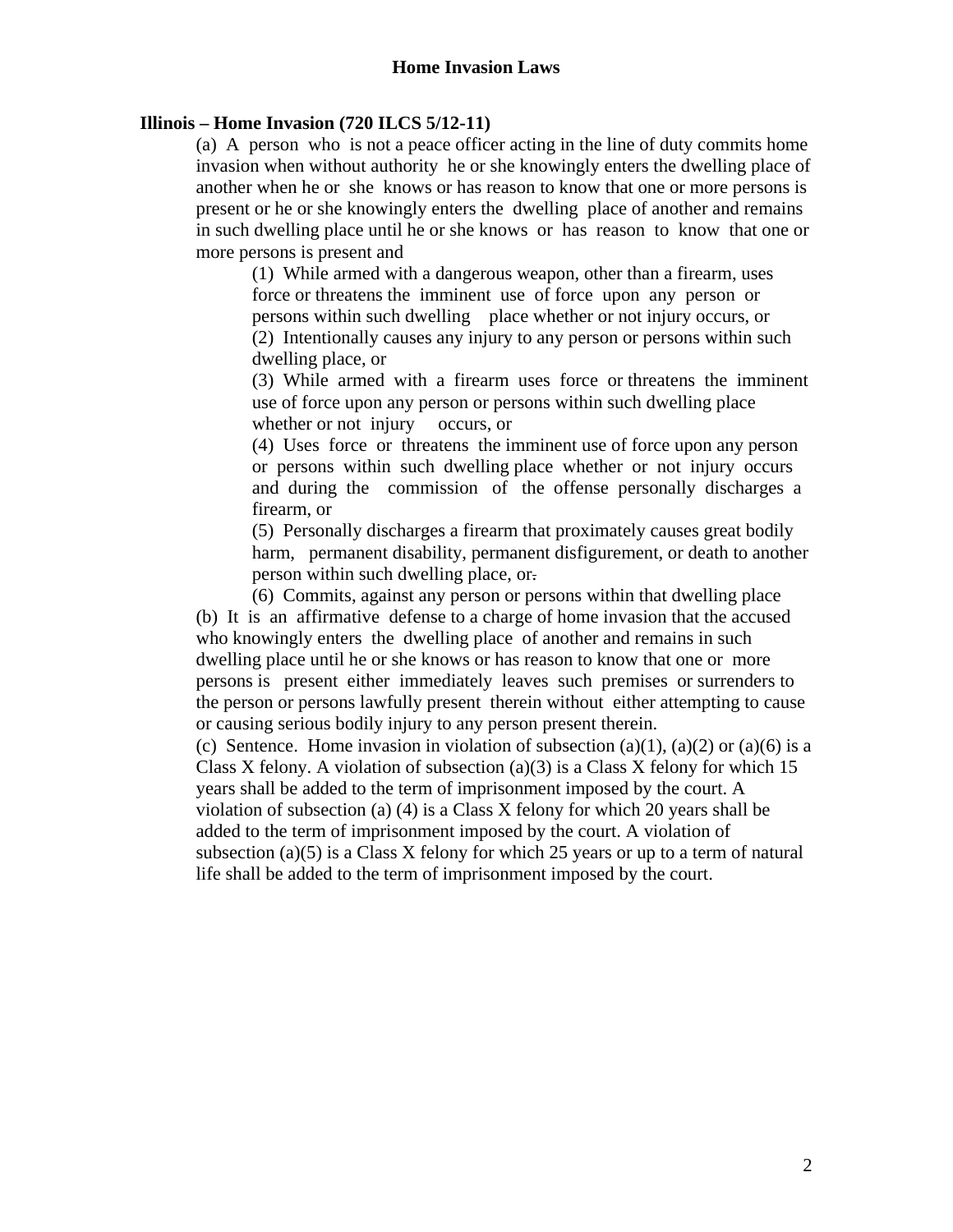# Home Invasion Laws

**Illinois – Home Invasion (720 ILCS 5/12-11)**

(a) A person who is not a peace officer acting in the line of duty commits home invasion when without authority he or she knowingly enters the dwelling place of another when he or she knows or has reason to know that one or more persons is present or he or she knowingly enters the dwelling place of another and remains in such dwelling place until he or she knows or has reason to know that one or more persons is present and

(1) While armed with a dangerous weapon, other than a firearm, uses force or threatens the imminent use of force upon any person or persons within such dwelling place whether or not injury occurs, or

(2) Intentionally causes any injury to any person or persons within such dwelling place, or

(3) While armed with a firearm uses force or threatens the imminent use of force upon any person or persons within such dwelling place whether or not injury occurs, or

(4) Uses force or threatens the imminent use of force upon any person or persons within such dwelling place whether or not injury occurs and during the commission of the offense personally discharges a firearm, or

(5) Personally discharges a firearm that proximately causes great bodily harm, permanent disability, permanent disfigurement, or death to another person within such dwelling place, or.

(6) Commits, against any person or persons within that dwelling place

(b) It is an affirmative defense to a charge of home invasion that the accused who knowingly enters the dwelling place of another and remains in such dwelling place until he or she knows or has reason to know that one or more persons is present either immediately leaves such premises or surrenders to the person or persons lawfully present therein without either attempting to cause or causing serious bodily injury to any person present therein.

(c) Sentence. Home invasion in violation of subsection (a)(1), (a)(2) or (a)(6) is a Class X felony. A violation of subsection (a)(3) is a Class X felony for which 15 years shall be added to the term of imprisonment imposed by the court. A violation of subsection (a) (4) is a Class X felony for which 20 years shall be added to the term of imprisonment imposed by the court. A violation of subsection (a)(5) is a Class X felony for which 25 years or up to a term of natural life shall be added to the term of imprisonment imposed by the court.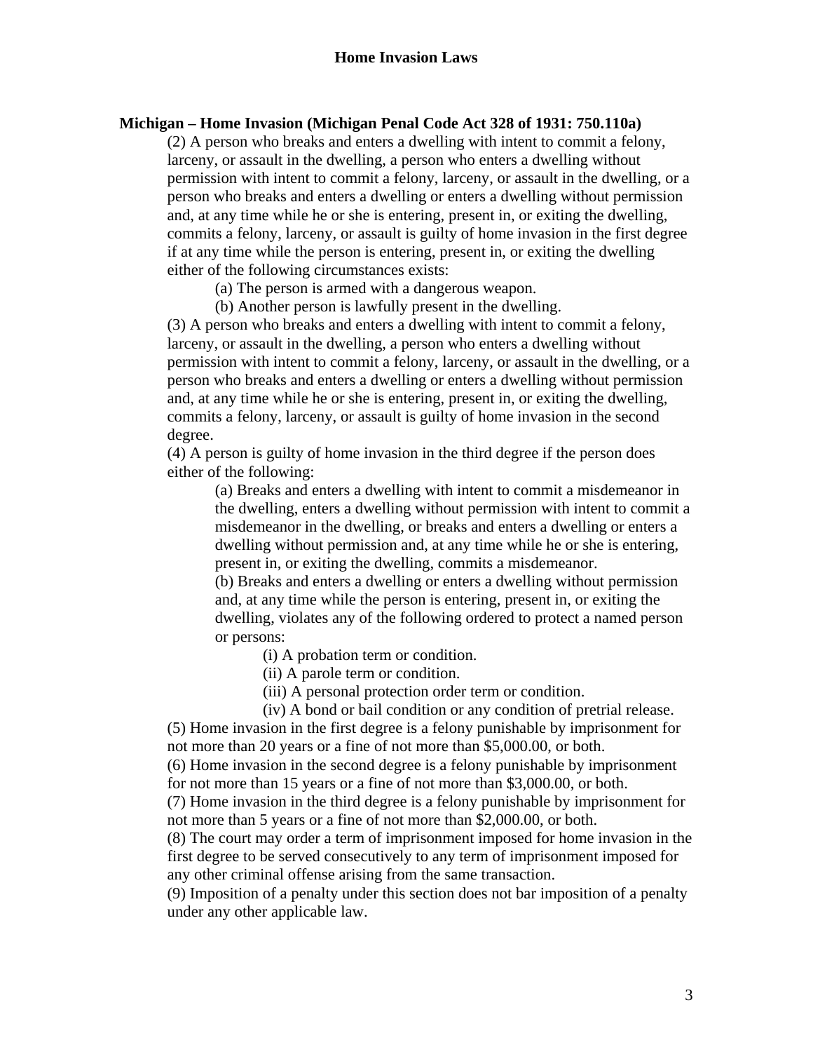**Michigan – Home Invasion (Michigan Penal Code Act 328 of 1931: 750.110a)**

(2) A person who breaks and enters a dwelling with intent to commit a felony, larceny, or assault in the dwelling, a person who enters a dwelling without permission with intent to commit a felony, larceny, or assault in the dwelling, or a person who breaks and enters a dwelling or enters a dwelling without permission and, at any time while he or she is entering, present in, or exiting the dwelling, commits a felony, larceny, or assault is guilty of home invasion in the first degree if at any time while the person is entering, present in, or exiting the dwelling either of the following circumstances exists:

(a) The person is armed with a dangerous weapon.

(b) Another person is lawfully present in the dwelling.

(3) A person who breaks and enters a dwelling with intent to commit a felony, larceny, or assault in the dwelling, a person who enters a dwelling without permission with intent to commit a felony, larceny, or assault in the dwelling, or a person who breaks and enters a dwelling or enters a dwelling without permission and, at any time while he or she is entering, present in, or exiting the dwelling, commits a felony, larceny, or assault is guilty of home invasion in the second degree.

(4) A person is guilty of home invasion in the third degree if the person does either of the following:

(a) Breaks and enters a dwelling with intent to commit a misdemeanor in the dwelling, enters a dwelling without permission with intent to commit a misdemeanor in the dwelling, or breaks and enters a dwelling or enters a dwelling without permission and, at any time while he or she is entering, present in, or exiting the dwelling, commits a misdemeanor.

(b) Breaks and enters a dwelling or enters a dwelling without permission and, at any time while the person is entering, present in, or exiting the dwelling, violates any of the following ordered to protect a named person or persons:

(i) A probation term or condition.

(ii) A parole term or condition.

(iii) A personal protection order term or condition.

(iv) A bond or bail condition or any condition of pretrial release.

(5) Home invasion in the first degree is a felony punishable by imprisonment for not more than 20 years or a fine of not more than $5,000.00, or both.

(6) Home invasion in the second degree is a felony punishable by imprisonment for not more than 15 years or a fine of not more than $3,000.00, or both.

(7) Home invasion in the third degree is a felony punishable by imprisonment for not more than 5 years or a fine of not more than $2,000.00, or both.

(8) The court may order a term of imprisonment imposed for home invasion in the first degree to be served consecutively to any term of imprisonment imposed for any other criminal offense arising from the same transaction.

(9) Imposition of a penalty under this section does not bar imposition of a penalty under any other applicable law.